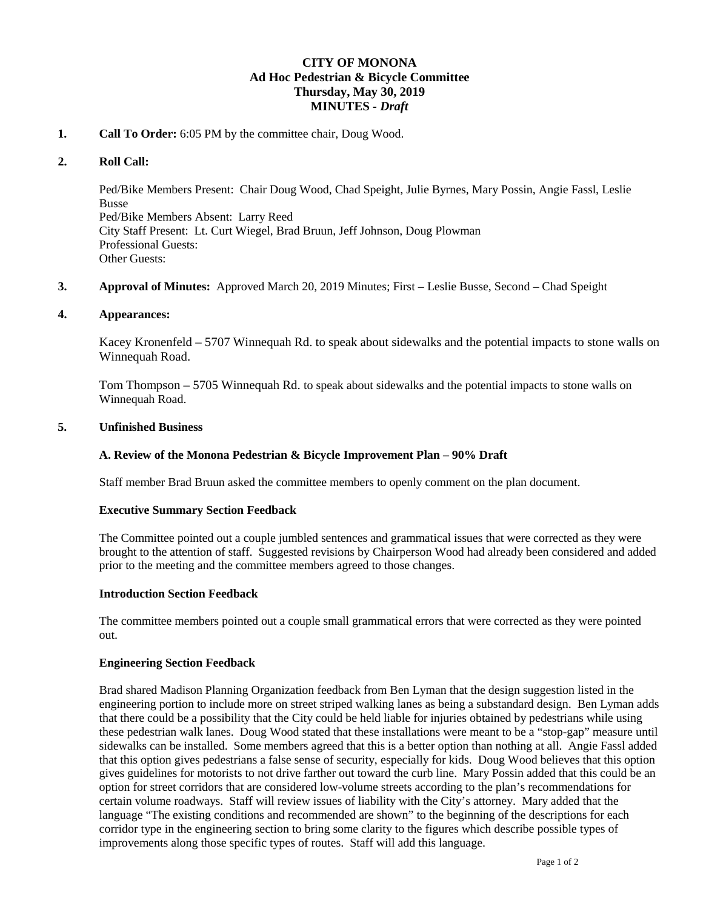# CITY OF MONONA
## Ad Hoc Pedestrian & Bicycle Committee
### Thursday, May 30, 2019
### MINUTES - *Draft*

**1. Call To Order:** 6:05 PM by the committee chair, Doug Wood.

**2. Roll Call:**

Ped/Bike Members Present: Chair Doug Wood, Chad Speight, Julie Byrnes, Mary Possin, Angie Fassl, Leslie Busse
Ped/Bike Members Absent: Larry Reed
City Staff Present: Lt. Curt Wiegel, Brad Bruun, Jeff Johnson, Doug Plowman
Professional Guests:
Other Guests:

**3. Approval of Minutes:** Approved March 20, 2019 Minutes; First – Leslie Busse, Second – Chad Speight

**4. Appearances:**

Kacey Kronenfeld – 5707 Winnequah Rd. to speak about sidewalks and the potential impacts to stone walls on Winnequah Road.

Tom Thompson – 5705 Winnequah Rd. to speak about sidewalks and the potential impacts to stone walls on Winnequah Road.

**5. Unfinished Business**

**A. Review of the Monona Pedestrian & Bicycle Improvement Plan – 90% Draft**

Staff member Brad Bruun asked the committee members to openly comment on the plan document.

**Executive Summary Section Feedback**

The Committee pointed out a couple jumbled sentences and grammatical issues that were corrected as they were brought to the attention of staff. Suggested revisions by Chairperson Wood had already been considered and added prior to the meeting and the committee members agreed to those changes.

**Introduction Section Feedback**

The committee members pointed out a couple small grammatical errors that were corrected as they were pointed out.

**Engineering Section Feedback**

Brad shared Madison Planning Organization feedback from Ben Lyman that the design suggestion listed in the engineering portion to include more on street striped walking lanes as being a substandard design. Ben Lyman adds that there could be a possibility that the City could be held liable for injuries obtained by pedestrians while using these pedestrian walk lanes. Doug Wood stated that these installations were meant to be a "stop-gap" measure until sidewalks can be installed. Some members agreed that this is a better option than nothing at all. Angie Fassl added that this option gives pedestrians a false sense of security, especially for kids. Doug Wood believes that this option gives guidelines for motorists to not drive farther out toward the curb line. Mary Possin added that this could be an option for street corridors that are considered low-volume streets according to the plan's recommendations for certain volume roadways. Staff will review issues of liability with the City's attorney. Mary added that the language "The existing conditions and recommended are shown" to the beginning of the descriptions for each corridor type in the engineering section to bring some clarity to the figures which describe possible types of improvements along those specific types of routes. Staff will add this language.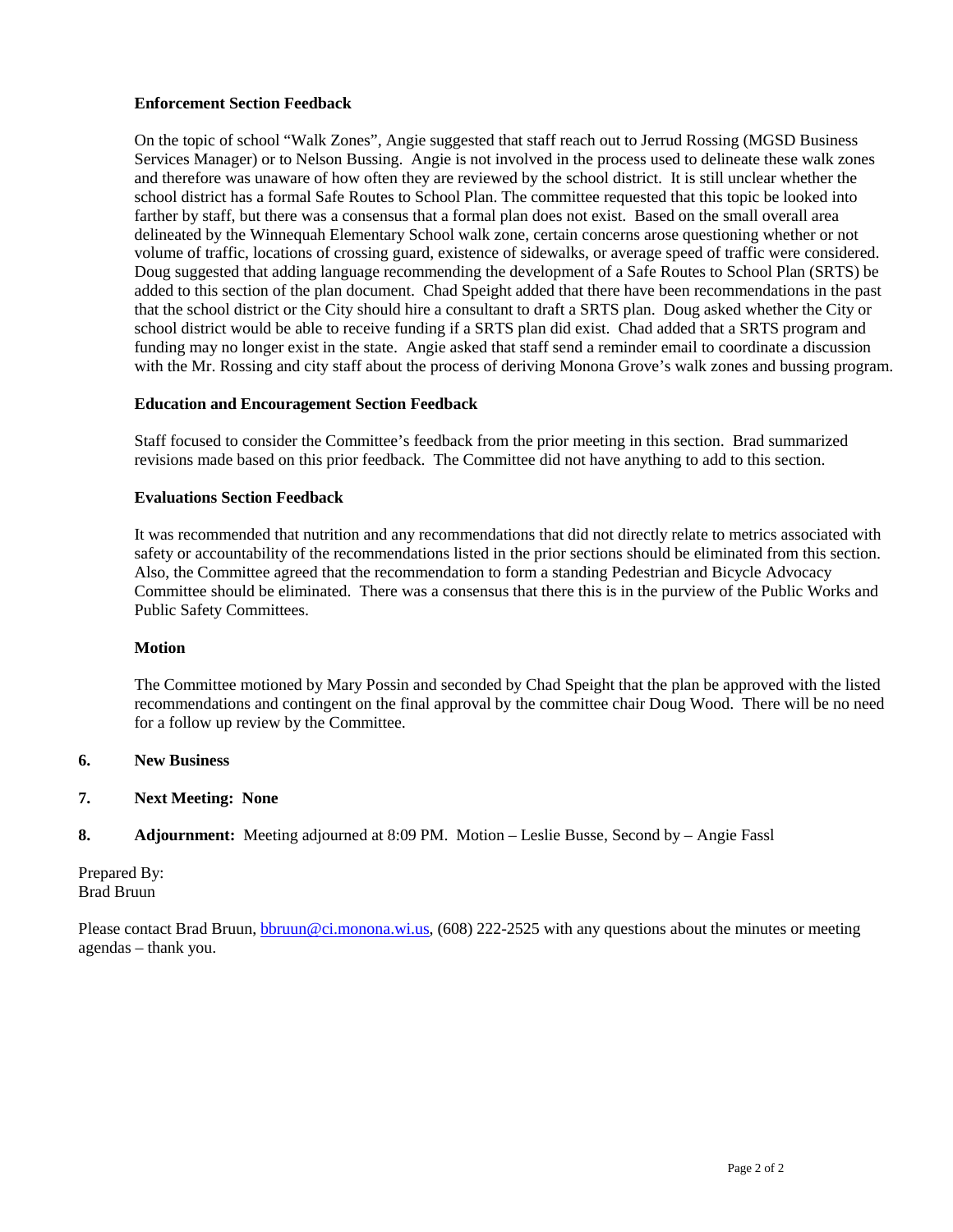**Enforcement Section Feedback**

On the topic of school "Walk Zones", Angie suggested that staff reach out to Jerrud Rossing (MGSD Business Services Manager) or to Nelson Bussing. Angie is not involved in the process used to delineate these walk zones and therefore was unaware of how often they are reviewed by the school district. It is still unclear whether the school district has a formal Safe Routes to School Plan. The committee requested that this topic be looked into farther by staff, but there was a consensus that a formal plan does not exist. Based on the small overall area delineated by the Winnequah Elementary School walk zone, certain concerns arose questioning whether or not volume of traffic, locations of crossing guard, existence of sidewalks, or average speed of traffic were considered. Doug suggested that adding language recommending the development of a Safe Routes to School Plan (SRTS) be added to this section of the plan document. Chad Speight added that there have been recommendations in the past that the school district or the City should hire a consultant to draft a SRTS plan. Doug asked whether the City or school district would be able to receive funding if a SRTS plan did exist. Chad added that a SRTS program and funding may no longer exist in the state. Angie asked that staff send a reminder email to coordinate a discussion with the Mr. Rossing and city staff about the process of deriving Monona Grove's walk zones and bussing program.

**Education and Encouragement Section Feedback**

Staff focused to consider the Committee's feedback from the prior meeting in this section. Brad summarized revisions made based on this prior feedback. The Committee did not have anything to add to this section.

**Evaluations Section Feedback**

It was recommended that nutrition and any recommendations that did not directly relate to metrics associated with safety or accountability of the recommendations listed in the prior sections should be eliminated from this section. Also, the Committee agreed that the recommendation to form a standing Pedestrian and Bicycle Advocacy Committee should be eliminated. There was a consensus that there this is in the purview of the Public Works and Public Safety Committees.

**Motion**

The Committee motioned by Mary Possin and seconded by Chad Speight that the plan be approved with the listed recommendations and contingent on the final approval by the committee chair Doug Wood. There will be no need for a follow up review by the Committee.

**6. New Business**

**7. Next Meeting: None**

**8. Adjournment:** Meeting adjourned at 8:09 PM. Motion – Leslie Busse, Second by – Angie Fassl

Prepared By:
Brad Bruun

Please contact Brad Bruun, bbruun@ci.monona.wi.us, (608) 222-2525 with any questions about the minutes or meeting agendas – thank you.